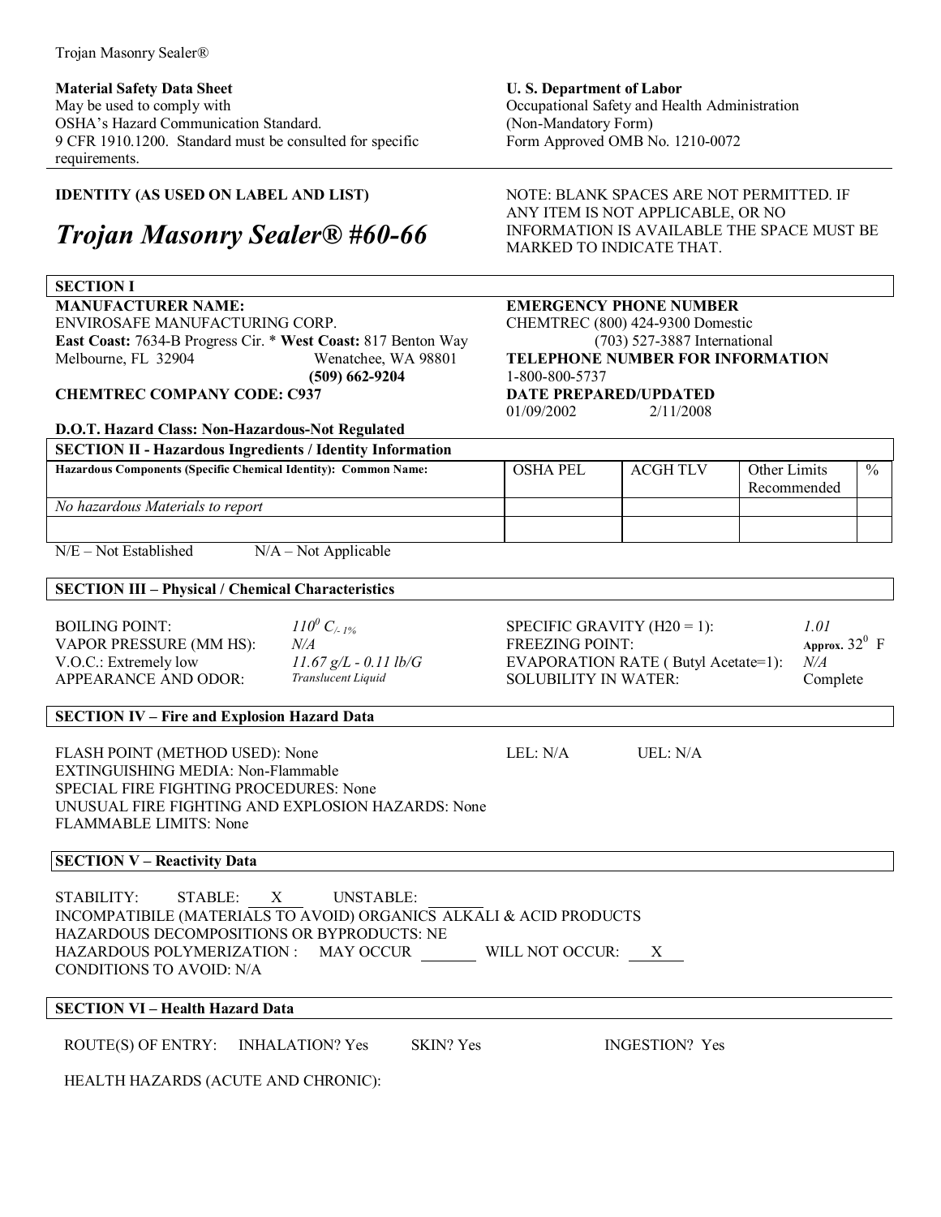Trojan Masonry Sealer®

**Material Safety Data Sheet**
May be used to comply with
OSHA's Hazard Communication Standard.
9 CFR 1910.1200. Standard must be consulted for specific requirements.

**U. S. Department of Labor**
Occupational Safety and Health Administration
(Non-Mandatory Form)
Form Approved OMB No. 1210-0072

**IDENTITY (AS USED ON LABEL AND LIST)**

# *Trojan Masonry Sealer® #60-66*

NOTE: BLANK SPACES ARE NOT PERMITTED. IF ANY ITEM IS NOT APPLICABLE, OR NO INFORMATION IS AVAILABLE THE SPACE MUST BE MARKED TO INDICATE THAT.

## SECTION I

**MANUFACTURER NAME:**
ENVIROSAFE MANUFACTURING CORP.
**East Coast:** 7634-B Progress Cir. * **West Coast:** 817 Benton Way
Melbourne, FL 32904 Wenatchee, WA 98801
**(509) 662-9204**
**CHEMTREC COMPANY CODE: C937**

**EMERGENCY PHONE NUMBER**
CHEMTREC (800) 424-9300 Domestic
(703) 527-3887 International
**TELEPHONE NUMBER FOR INFORMATION**
1-800-800-5737
**DATE PREPARED/UPDATED**
01/09/2002 2/11/2008

**D.O.T. Hazard Class: Non-Hazardous-Not Regulated**

## SECTION II - Hazardous Ingredients / Identity Information

| Hazardous Components (Specific Chemical Identity): Common Name: | OSHA PEL | ACGH TLV | Other Limits Recommended | % |
|---|---|---|---|---|
| *No hazardous Materials to report* | | | | |
| | | | | |

N/E – Not Established N/A – Not Applicable

## SECTION III – Physical / Chemical Characteristics

| | | | |
|---|---|---|---|
| BOILING POINT: | *110⁰ C/- 1%* | SPECIFIC GRAVITY (H20 = 1): | *1.01* |
| VAPOR PRESSURE (MM HS): | *N/A* | FREEZING POINT: | Approx. $32^0$ F |
| V.O.C.: Extremely low | *11.67 g/L - 0.11 lb/G* | EVAPORATION RATE ( Butyl Acetate=1): | *N/A* |
| APPEARANCE AND ODOR: | *Translucent Liquid* | SOLUBILITY IN WATER: | Complete |

## SECTION IV – Fire and Explosion Hazard Data

FLASH POINT (METHOD USED): None LEL: N/A UEL: N/A
EXTINGUISHING MEDIA: Non-Flammable
SPECIAL FIRE FIGHTING PROCEDURES: None
UNUSUAL FIRE FIGHTING AND EXPLOSION HAZARDS: None
FLAMMABLE LIMITS: None

## SECTION V – Reactivity Data

STABILITY: STABLE: X UNSTABLE: ____
INCOMPATIBILE (MATERIALS TO AVOID) ORGANICS ALKALI & ACID PRODUCTS
HAZARDOUS DECOMPOSITIONS OR BYPRODUCTS: NE
HAZARDOUS POLYMERIZATION : MAY OCCUR ____ WILL NOT OCCUR: X
CONDITIONS TO AVOID: N/A

## SECTION VI – Health Hazard Data

ROUTE(S) OF ENTRY: INHALATION? Yes SKIN? Yes INGESTION? Yes

HEALTH HAZARDS (ACUTE AND CHRONIC):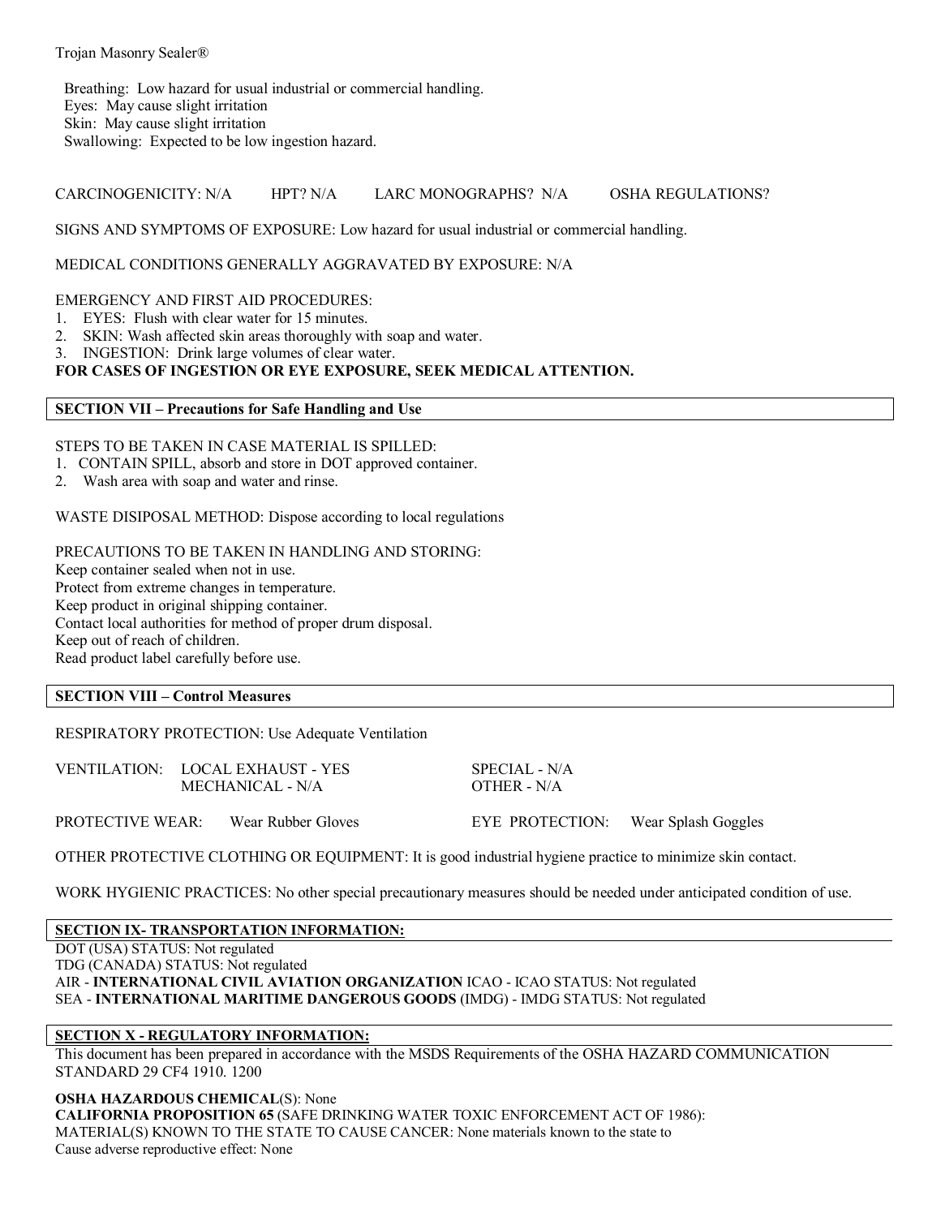Breathing: Low hazard for usual industrial or commercial handling.
Eyes: May cause slight irritation
Skin: May cause slight irritation
Swallowing: Expected to be low ingestion hazard.

CARCINOGENICITY: N/A HPT? N/A LARC MONOGRAPHS? N/A OSHA REGULATIONS?

SIGNS AND SYMPTOMS OF EXPOSURE: Low hazard for usual industrial or commercial handling.

MEDICAL CONDITIONS GENERALLY AGGRAVATED BY EXPOSURE: N/A

EMERGENCY AND FIRST AID PROCEDURES:

1. EYES: Flush with clear water for 15 minutes.
2. SKIN: Wash affected skin areas thoroughly with soap and water.
3. INGESTION: Drink large volumes of clear water.

**FOR CASES OF INGESTION OR EYE EXPOSURE, SEEK MEDICAL ATTENTION.**

## SECTION VII – Precautions for Safe Handling and Use

STEPS TO BE TAKEN IN CASE MATERIAL IS SPILLED:

1. CONTAIN SPILL, absorb and store in DOT approved container.
2. Wash area with soap and water and rinse.

WASTE DISIPOSAL METHOD: Dispose according to local regulations

PRECAUTIONS TO BE TAKEN IN HANDLING AND STORING:
Keep container sealed when not in use.
Protect from extreme changes in temperature.
Keep product in original shipping container.
Contact local authorities for method of proper drum disposal.
Keep out of reach of children.
Read product label carefully before use.

## SECTION VIII – Control Measures

RESPIRATORY PROTECTION: Use Adequate Ventilation

VENTILATION: LOCAL EXHAUST - YES SPECIAL - N/A
MECHANICAL - N/A OTHER - N/A

PROTECTIVE WEAR: Wear Rubber Gloves EYE PROTECTION: Wear Splash Goggles

OTHER PROTECTIVE CLOTHING OR EQUIPMENT: It is good industrial hygiene practice to minimize skin contact.

WORK HYGIENIC PRACTICES: No other special precautionary measures should be needed under anticipated condition of use.

## SECTION IX- TRANSPORTATION INFORMATION:

DOT (USA) STATUS: Not regulated
TDG (CANADA) STATUS: Not regulated
AIR - **INTERNATIONAL CIVIL AVIATION ORGANIZATION** ICAO - ICAO STATUS: Not regulated
SEA - **INTERNATIONAL MARITIME DANGEROUS GOODS** (IMDG) - IMDG STATUS: Not regulated

## SECTION X - REGULATORY INFORMATION:

This document has been prepared in accordance with the MSDS Requirements of the OSHA HAZARD COMMUNICATION STANDARD 29 CF4 1910. 1200

**OSHA HAZARDOUS CHEMICAL**(S): None
**CALIFORNIA PROPOSITION 65** (SAFE DRINKING WATER TOXIC ENFORCEMENT ACT OF 1986):
MATERIAL(S) KNOWN TO THE STATE TO CAUSE CANCER: None materials known to the state to
Cause adverse reproductive effect: None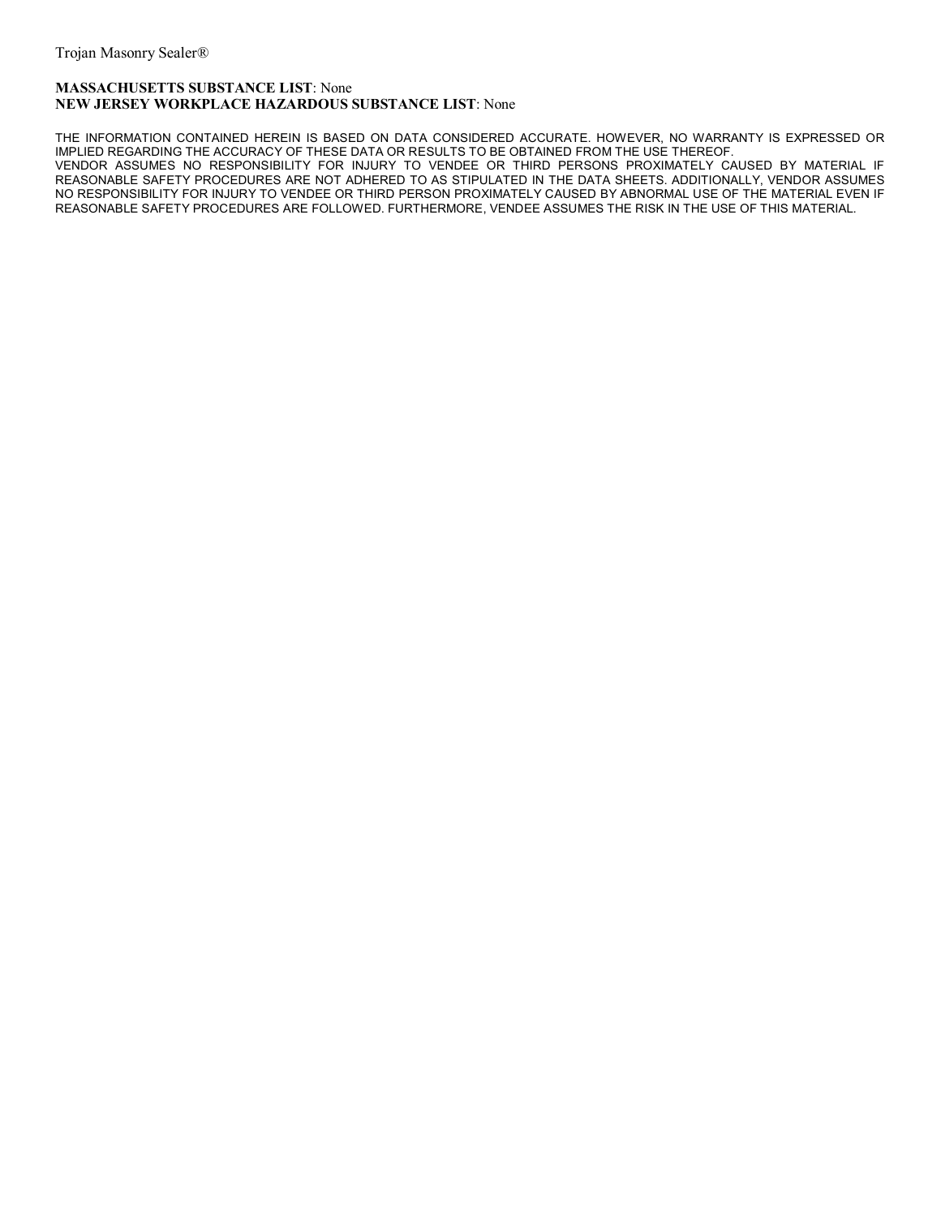**MASSACHUSETTS SUBSTANCE LIST**: None
**NEW JERSEY WORKPLACE HAZARDOUS SUBSTANCE LIST**: None

THE INFORMATION CONTAINED HEREIN IS BASED ON DATA CONSIDERED ACCURATE. HOWEVER, NO WARRANTY IS EXPRESSED OR IMPLIED REGARDING THE ACCURACY OF THESE DATA OR RESULTS TO BE OBTAINED FROM THE USE THEREOF.
VENDOR ASSUMES NO RESPONSIBILITY FOR INJURY TO VENDEE OR THIRD PERSONS PROXIMATELY CAUSED BY MATERIAL IF REASONABLE SAFETY PROCEDURES ARE NOT ADHERED TO AS STIPULATED IN THE DATA SHEETS. ADDITIONALLY, VENDOR ASSUMES NO RESPONSIBILITY FOR INJURY TO VENDEE OR THIRD PERSON PROXIMATELY CAUSED BY ABNORMAL USE OF THE MATERIAL EVEN IF REASONABLE SAFETY PROCEDURES ARE FOLLOWED. FURTHERMORE, VENDEE ASSUMES THE RISK IN THE USE OF THIS MATERIAL.